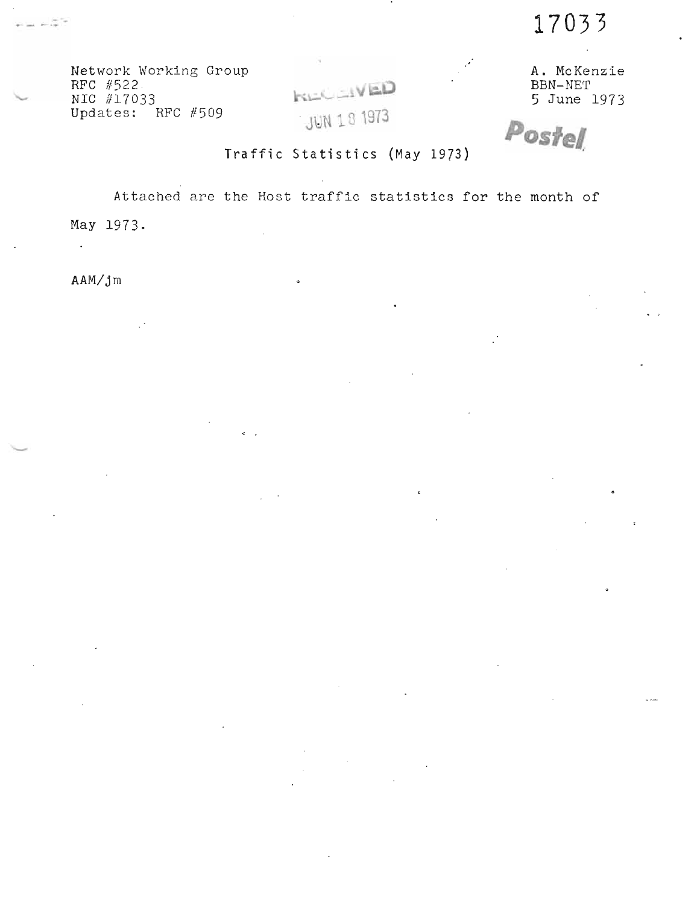17033

Network Working Group
RFC #522
NIC #17033
Updates: RFC #509

RECEIVED
JUN 18 1973

A. McKenzie
BBN-NET
5 June 1973

Postel

# Traffic Statistics (May 1973)

Attached are the Host traffic statistics for the month of May 1973.

AAM/jm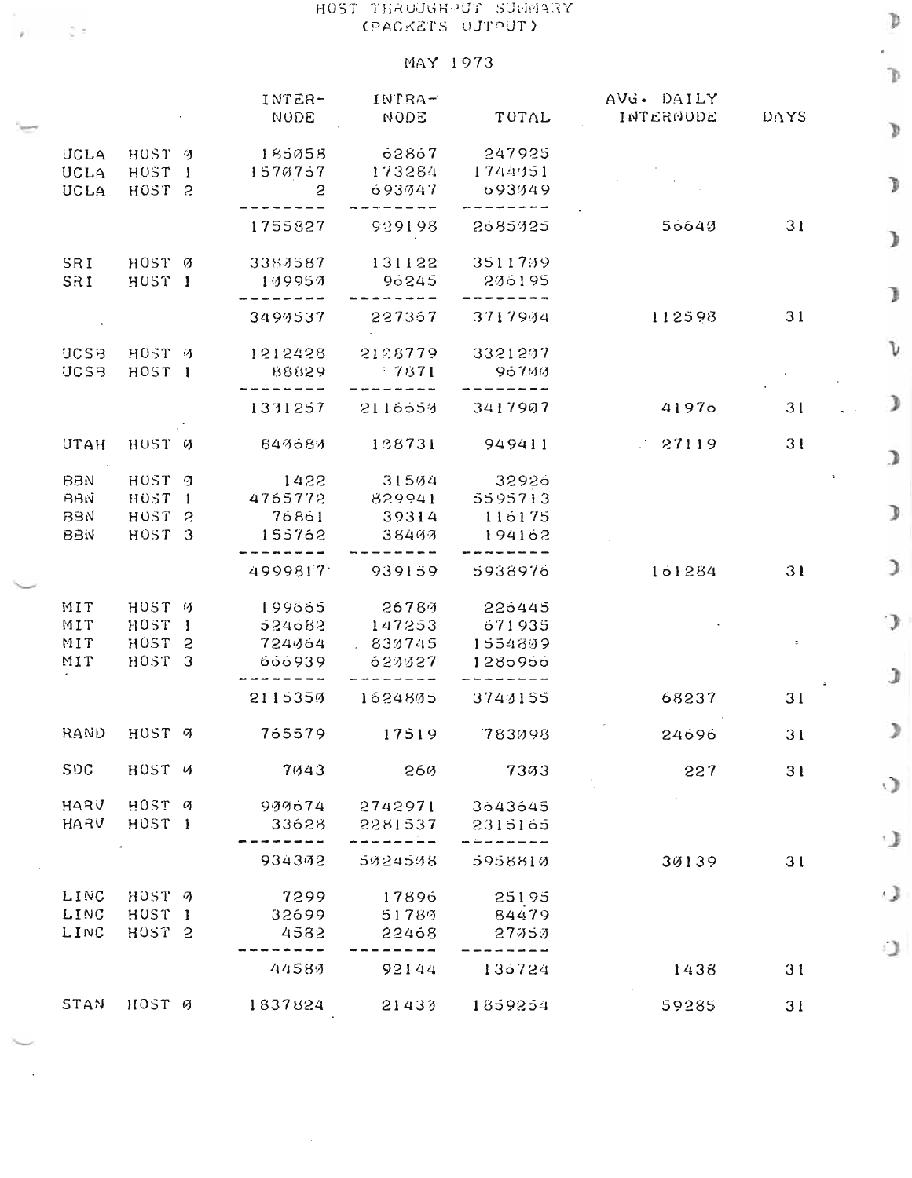# HOST THROUGH-PUT SUMMARY
## (PACKETS OUTPUT)

### MAY 1973

| | | INTER-NODE | INTRA-NODE | TOTAL | AVG. DAILY INTERNODE | DAYS |
|---|---|---|---|---|---|---|
| UCLA | HOST 0 | 185058 | 62867 | 247925 | | |
| UCLA | HOST 1 | 1570767 | 173284 | 1744051 | | |
| UCLA | HOST 2 | 2 | 693047 | 693049 | | |
| | | -------- | -------- | -------- | | |
| | | 1755827 | 929198 | 2685025 | 56640 | 31 |
| SRI | HOST 0 | 3384587 | 131122 | 3515709 | | |
| SRI | HOST 1 | 109950 | 96245 | 206195 | | |
| | | -------- | -------- | -------- | | |
| | | 3494537 | 227367 | 3717904 | 112598 | 31 |
| UCSB | HOST 0 | 1212428 | 2108779 | 3321207 | | |
| UCSB | HOST 1 | 88829 | 7871 | 96700 | | |
| | | -------- | -------- | -------- | | |
| | | 1301257 | 2116650 | 3417907 | 41976 | 31 |
| UTAH | HOST 0 | 840680 | 108731 | 949411 | 27119 | 31 |
| BBN | HOST 0 | 1422 | 31504 | 32926 | | |
| BBN | HOST 1 | 4765772 | 829941 | 5595713 | | |
| BBN | HOST 2 | 76861 | 39314 | 116175 | | |
| BBN | HOST 3 | 155762 | 38400 | 194162 | | |
| | | -------- | -------- | -------- | | |
| | | 4999817 | 939159 | 5938976 | 161284 | 31 |
| MIT | HOST 0 | 199665 | 26780 | 226445 | | |
| MIT | HOST 1 | 524682 | 147253 | 671935 | | |
| MIT | HOST 2 | 724064 | 830745 | 1554809 | | |
| MIT | HOST 3 | 666939 | 620027 | 1286966 | | |
| | | -------- | -------- | -------- | | |
| | | 2115350 | 1624805 | 3740155 | 68237 | 31 |
| RAND | HOST 0 | 765579 | 17519 | 783098 | 24696 | 31 |
| SDC | HOST 0 | 7043 | 260 | 7303 | 227 | 31 |
| HARV | HOST 0 | 900674 | 2742971 | 3643645 | | |
| HARV | HOST 1 | 33628 | 2281537 | 2315165 | | |
| | | -------- | -------- | -------- | | |
| | | 934302 | 5024508 | 5958810 | 30139 | 31 |
| LINC | HOST 0 | 7299 | 17896 | 25195 | | |
| LINC | HOST 1 | 32699 | 51780 | 84479 | | |
| LINC | HOST 2 | 4582 | 22468 | 27050 | | |
| | | -------- | -------- | -------- | | |
| | | 44580 | 92144 | 136724 | 1438 | 31 |
| STAN | HOST 0 | 1837824 | 21430 | 1859254 | 59285 | 31 |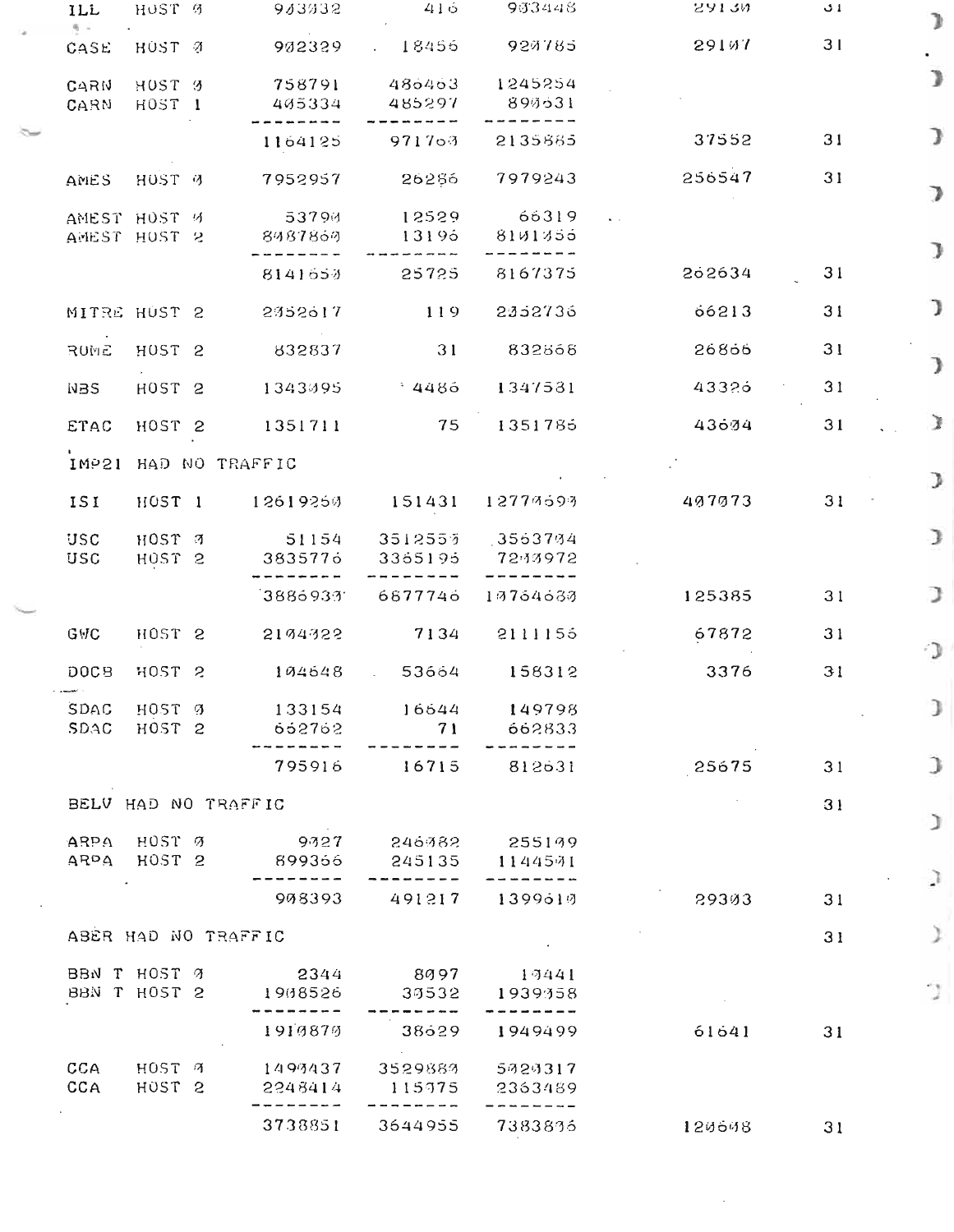| | | | | | | |
|---|---|---|---|---|---|---|
| ILL | HOST 0 | 903032 | 416 | 903448 | 29130 | 31 |
| CASE | HOST 0 | 902329 | 18456 | 920785 | 29107 | 31 |
| CARN | HOST 0 | 758791 | 486463 | 1245254 | | |
| CARN | HOST 1 | 405334 | 485297 | 890631 | | |
| | | -------- | -------- | -------- | | |
| | | 1164125 | 971760 | 2135885 | 37552 | 31 |
| AMES | HOST 0 | 7952957 | 26286 | 7979243 | 256547 | 31 |
| AMEST | HOST 0 | 53790 | 12529 | 66319 | | |
| AMEST | HOST 2 | 8087860 | 13196 | 8101056 | | |
| | | -------- | -------- | -------- | | |
| | | 8141650 | 25725 | 8167375 | 262634 | 31 |
| MITRE | HOST 2 | 2352617 | 119 | 2352736 | 66213 | 31 |
| ROME | HOST 2 | 832837 | 31 | 832868 | 26866 | 31 |
| NBS | HOST 2 | 1343095 | 4486 | 1347581 | 43326 | 31 |
| ETAC | HOST 2 | 1351711 | 75 | 1351786 | 43604 | 31 |
| IMP21 HAD NO TRAFFIC | | | | | | |
| ISI | HOST 1 | 12619250 | 151431 | 12770690 | 407073 | 31 |
| USC | HOST 0 | 51154 | 3512550 | 3563704 | | |
| USC | HOST 2 | 3835776 | 3365196 | 7200972 | | |
| | | -------- | -------- | -------- | | |
| | | 3886930 | 6877746 | 10764680 | 125385 | 31 |
| GWC | HOST 2 | 2104022 | 7134 | 2111156 | 67872 | 31 |
| DOCB | HOST 2 | 104648 | 53664 | 158312 | 3376 | 31 |
| SDAC | HOST 0 | 133154 | 16644 | 149798 | | |
| SDAC | HOST 2 | 662762 | 71 | 662833 | | |
| | | -------- | -------- | -------- | | |
| | | 795916 | 16715 | 812631 | 25675 | 31 |
| BELV HAD NO TRAFFIC | | | | | | 31 |
| ARPA | HOST 0 | 9027 | 246082 | 255109 | | |
| ARPA | HOST 2 | 899366 | 245135 | 1144501 | | |
| | | -------- | -------- | -------- | | |
| | | 908393 | 491217 | 1399610 | 29303 | 31 |
| ABER HAD NO TRAFFIC | | | | | | 31 |
| BBN T | HOST 0 | 2344 | 8097 | 10441 | | |
| BBN T | HOST 2 | 1908526 | 30532 | 1939058 | | |
| | | -------- | -------- | -------- | | |
| | | 1910870 | 38629 | 1949499 | 61641 | 31 |
| CCA | HOST 0 | 1490437 | 3529880 | 5020317 | | |
| CCA | HOST 2 | 2248414 | 115075 | 2363489 | | |
| | | -------- | -------- | -------- | | |
| | | 3738851 | 3644955 | 7383806 | 120608 | 31 |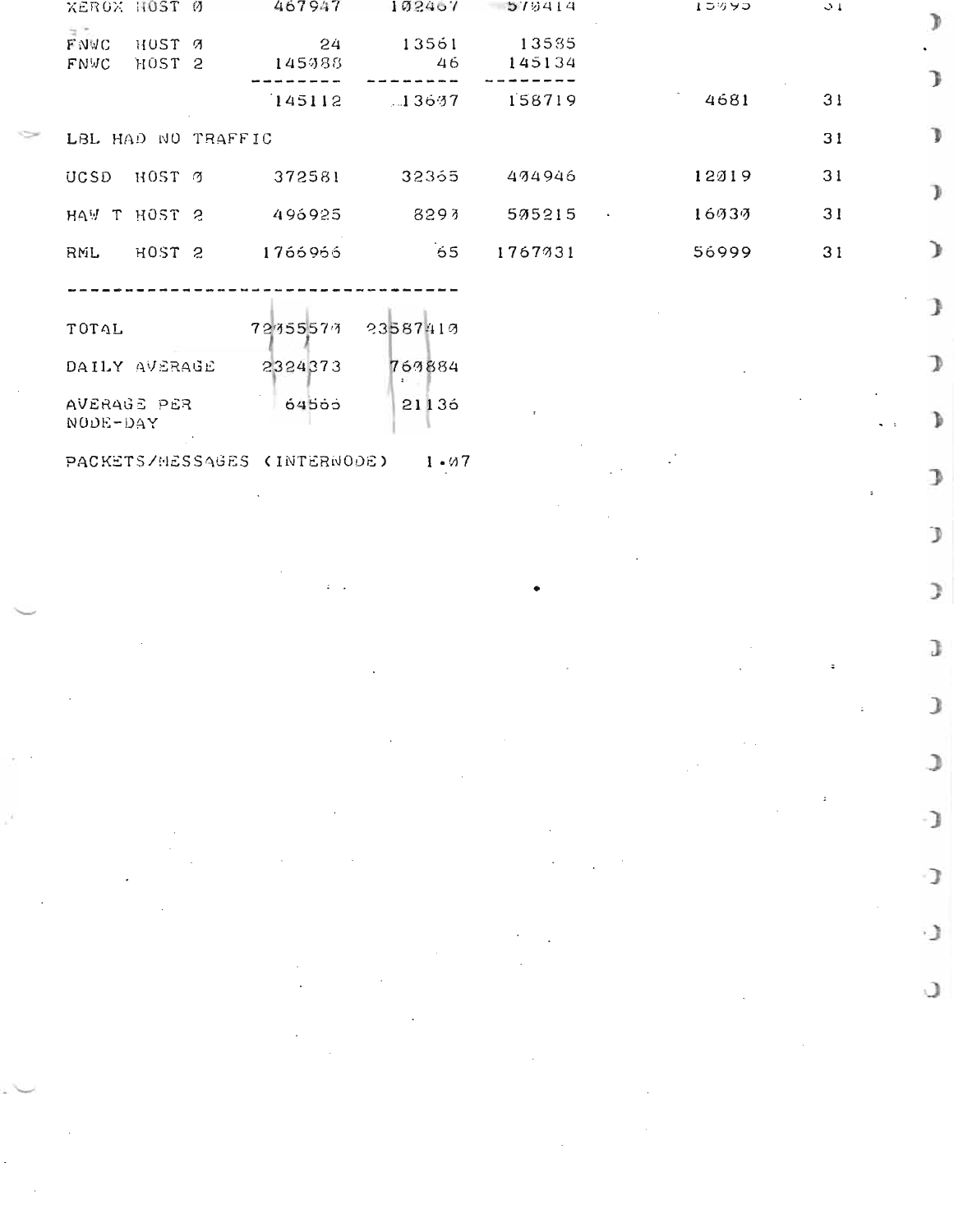| | | | | | | |
|---|---|---|---|---|---|---|
| XEROX | HOST Ø | 467947 | 1Ø2467 | 57Ø414 | 15Ø95 | 31 |
| FNWC | HOST Ø | 24 | 13561 | 13585 | | |
| FNWC | HOST 2 | 145Ø88 | 46 | 145134 | | |
| | | -------- | -------- | -------- | | |
| | | 145112 | 136Ø7 | 158719 | 4681 | 31 |
| LBL HAD NO TRAFFIC | | | | | | 31 |
| UCSD | HOST Ø | 372581 | 32365 | 4Ø4946 | 12Ø19 | 31 |
| HAW T | HOST 2 | 496925 | 829Ø | 5Ø5215 | 16Ø3Ø | 31 |
| RML | HOST 2 | 1766966 | 65 | 1767Ø31 | 56999 | 31 |

----------------------------------

| | | |
|---|---|---|
| TOTAL | 72Ø5557Ø | 2358741Ø |
| DAILY AVERAGE | 2324373 | 76Ø884 |
| AVERAGE PER NODE-DAY | 64565 | 21136 |

PACKETS/MESSAGES (INTERNODE) 1.Ø7